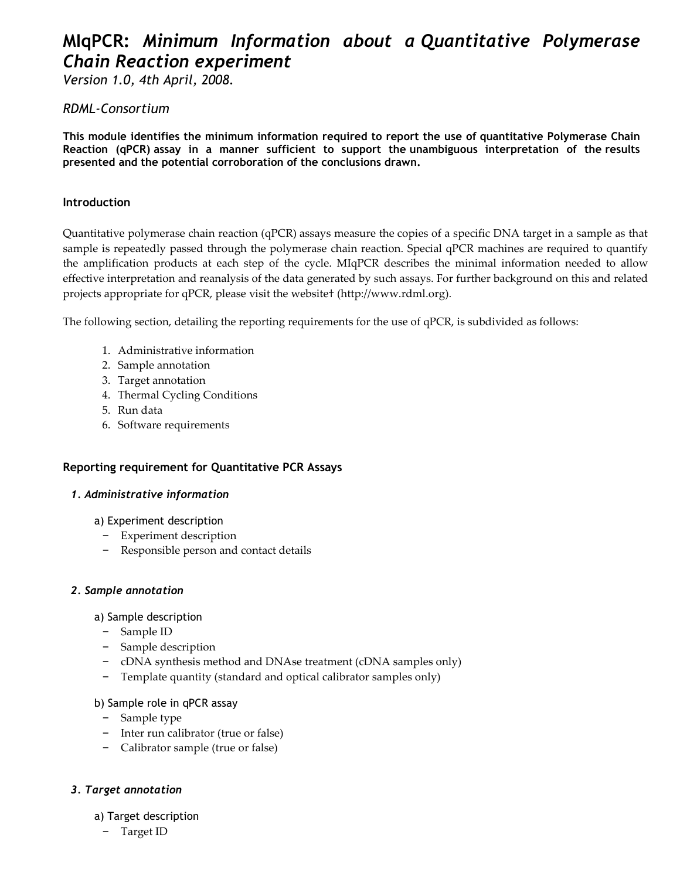# MIqPCR: *Minimum Information about a Quantitative Polymerase Chain Reaction experiment*

*Version 1.0, 4th April, 2008.*

*RDML-Consortium*

**This module identifies the minimum information required to report the use of quantitative Polymerase Chain Reaction (qPCR) assay in a manner sufficient to support the unambiguous interpretation of the results presented and the potential corroboration of the conclusions drawn.**

### Introduction

Quantitative polymerase chain reaction (qPCR) assays measure the copies of a specific DNA target in a sample as that sample is repeatedly passed through the polymerase chain reaction. Special qPCR machines are required to quantify the amplification products at each step of the cycle. MIqPCR describes the minimal information needed to allow effective interpretation and reanalysis of the data generated by such assays. For further background on this and related projects appropriate for qPCR, please visit the website† (http://www.rdml.org).

The following section, detailing the reporting requirements for the use of qPCR, is subdivided as follows:

1. Administrative information
2. Sample annotation
3. Target annotation
4. Thermal Cycling Conditions
5. Run data
6. Software requirements

### Reporting requirement for Quantitative PCR Assays

#### *1. Administrative information*

a) Experiment description
- Experiment description
- Responsible person and contact details

#### *2. Sample annotation*

a) Sample description
- Sample ID
- Sample description
- cDNA synthesis method and DNAse treatment (cDNA samples only)
- Template quantity (standard and optical calibrator samples only)

b) Sample role in qPCR assay
- Sample type
- Inter run calibrator (true or false)
- Calibrator sample (true or false)

#### *3. Target annotation*

a) Target description
- Target ID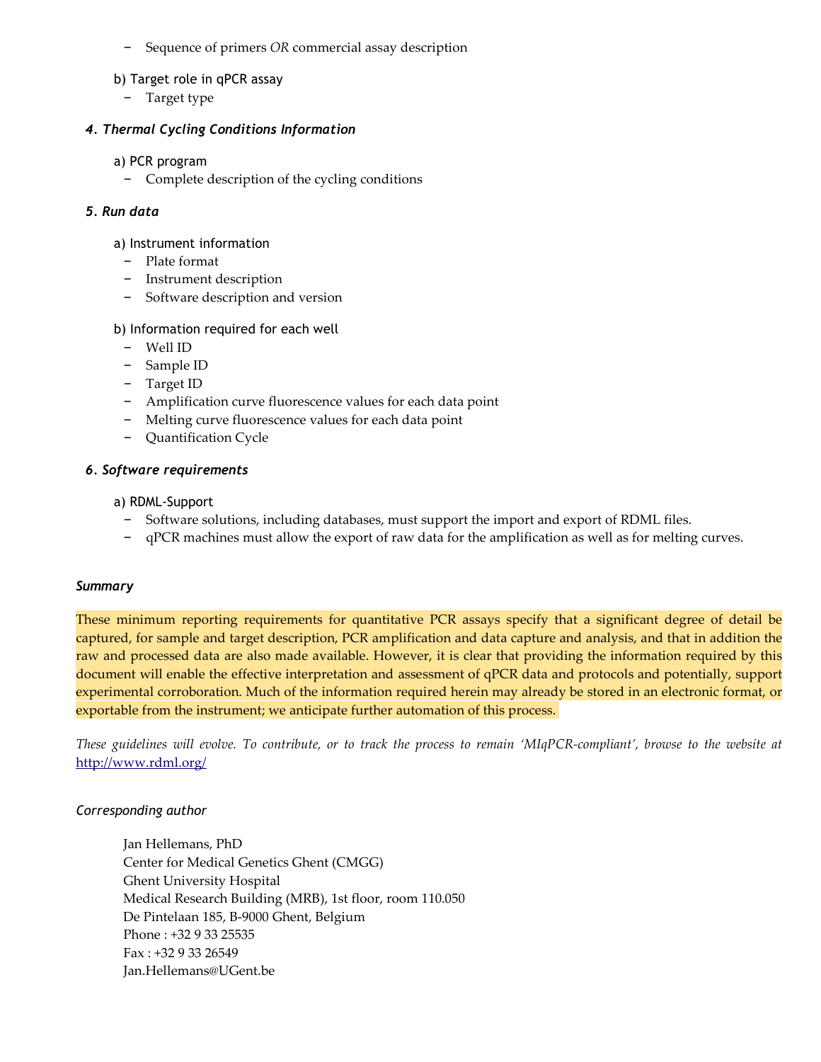- Sequence of primers *OR* commercial assay description

b) Target role in qPCR assay

- Target type

### *4. Thermal Cycling Conditions Information*

a) PCR program

- Complete description of the cycling conditions

### *5. Run data*

a) Instrument information

- Plate format
- Instrument description
- Software description and version

b) Information required for each well

- Well ID
- Sample ID
- Target ID
- Amplification curve fluorescence values for each data point
- Melting curve fluorescence values for each data point
- Quantification Cycle

### *6. Software requirements*

a) RDML-Support

- Software solutions, including databases, must support the import and export of RDML files.
- qPCR machines must allow the export of raw data for the amplification as well as for melting curves.

## *Summary*

These minimum reporting requirements for quantitative PCR assays specify that a significant degree of detail be captured, for sample and target description, PCR amplification and data capture and analysis, and that in addition the raw and processed data are also made available. However, it is clear that providing the information required by this document will enable the effective interpretation and assessment of qPCR data and protocols and potentially, support experimental corroboration. Much of the information required herein may already be stored in an electronic format, or exportable from the instrument; we anticipate further automation of this process.

*These guidelines will evolve. To contribute, or to track the process to remain 'MIqPCR-compliant', browse to the website at* http://www.rdml.org/

## *Corresponding author*

Jan Hellemans, PhD
Center for Medical Genetics Ghent (CMGG)
Ghent University Hospital
Medical Research Building (MRB), 1st floor, room 110.050
De Pintelaan 185, B-9000 Ghent, Belgium
Phone : +32 9 33 25535
Fax : +32 9 33 26549
Jan.Hellemans@UGent.be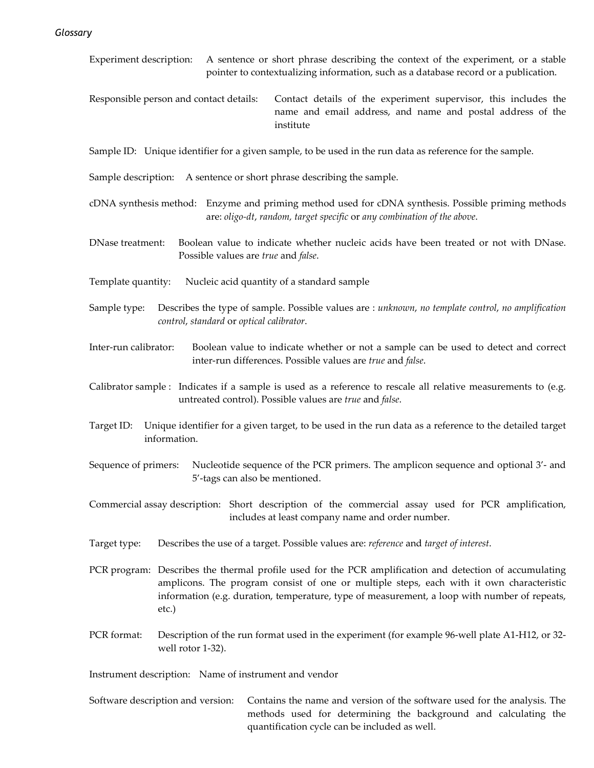*Glossary*

**Experiment description:** A sentence or short phrase describing the context of the experiment, or a stable pointer to contextualizing information, such as a database record or a publication.

**Responsible person and contact details:** Contact details of the experiment supervisor, this includes the name and email address, and name and postal address of the institute

**Sample ID:** Unique identifier for a given sample, to be used in the run data as reference for the sample.

**Sample description:** A sentence or short phrase describing the sample.

**cDNA synthesis method:** Enzyme and priming method used for cDNA synthesis. Possible priming methods are: *oligo-dt*, *random, target specific* or *any combination of the above*.

**DNase treatment:** Boolean value to indicate whether nucleic acids have been treated or not with DNase. Possible values are *true* and *false*.

**Template quantity:** Nucleic acid quantity of a standard sample

**Sample type:** Describes the type of sample. Possible values are : *unknown*, *no template control*, *no amplification control*, *standard* or *optical calibrator*.

**Inter-run calibrator:** Boolean value to indicate whether or not a sample can be used to detect and correct inter-run differences. Possible values are *true* and *false*.

**Calibrator sample :** Indicates if a sample is used as a reference to rescale all relative measurements to (e.g. untreated control). Possible values are *true* and *false*.

**Target ID:** Unique identifier for a given target, to be used in the run data as a reference to the detailed target information.

**Sequence of primers:** Nucleotide sequence of the PCR primers. The amplicon sequence and optional 3'- and 5'-tags can also be mentioned.

**Commercial assay description:** Short description of the commercial assay used for PCR amplification, includes at least company name and order number.

**Target type:** Describes the use of a target. Possible values are: *reference* and *target of interest*.

**PCR program:** Describes the thermal profile used for the PCR amplification and detection of accumulating amplicons. The program consist of one or multiple steps, each with it own characteristic information (e.g. duration, temperature, type of measurement, a loop with number of repeats, etc.)

**PCR format:** Description of the run format used in the experiment (for example 96-well plate A1-H12, or 32-well rotor 1-32).

**Instrument description:** Name of instrument and vendor

**Software description and version:** Contains the name and version of the software used for the analysis. The methods used for determining the background and calculating the quantification cycle can be included as well.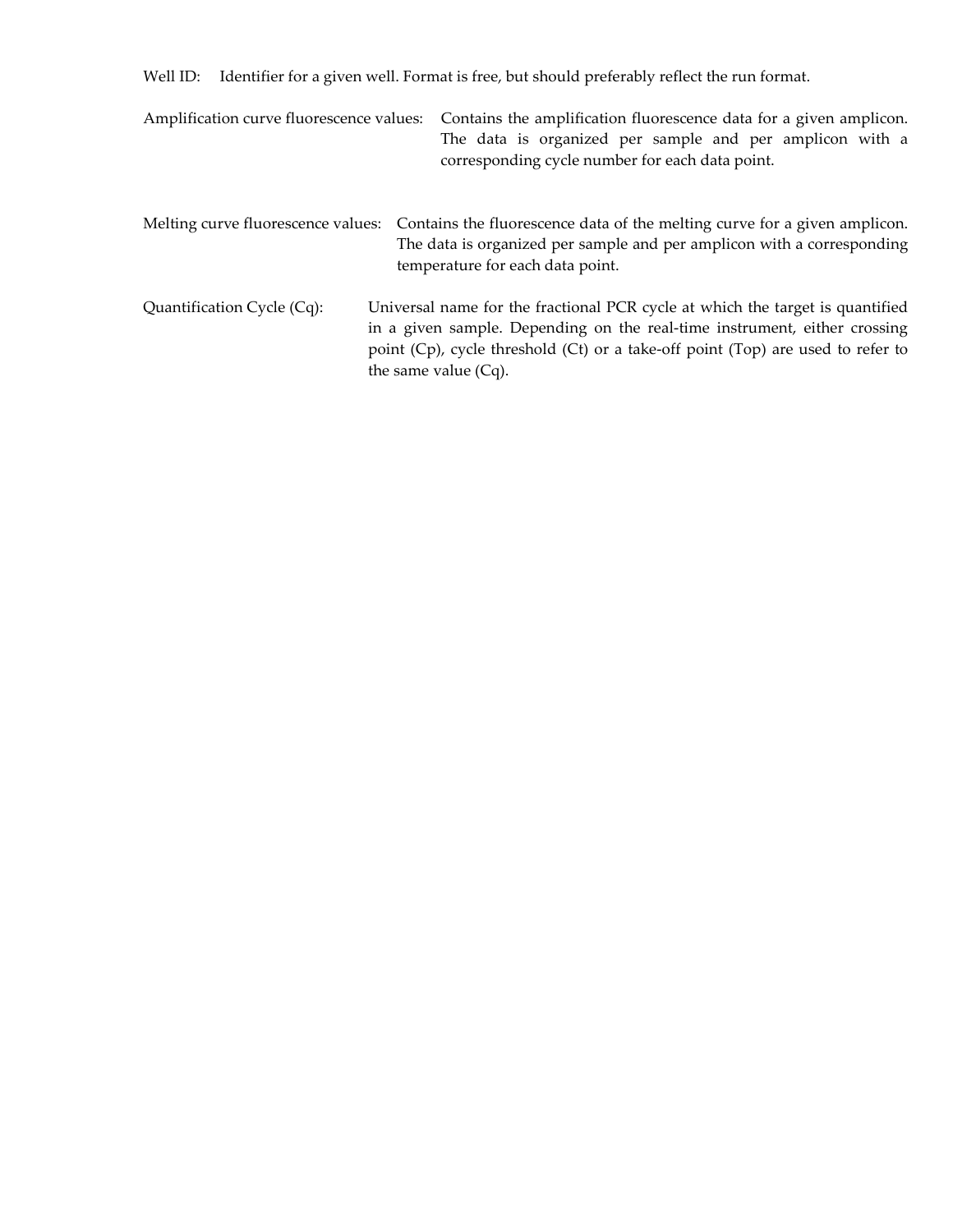Well ID: Identifier for a given well. Format is free, but should preferably reflect the run format.

Amplification curve fluorescence values: Contains the amplification fluorescence data for a given amplicon. The data is organized per sample and per amplicon with a corresponding cycle number for each data point.

Melting curve fluorescence values: Contains the fluorescence data of the melting curve for a given amplicon. The data is organized per sample and per amplicon with a corresponding temperature for each data point.

Quantification Cycle (Cq): Universal name for the fractional PCR cycle at which the target is quantified in a given sample. Depending on the real-time instrument, either crossing point (Cp), cycle threshold (Ct) or a take-off point (Top) are used to refer to the same value (Cq).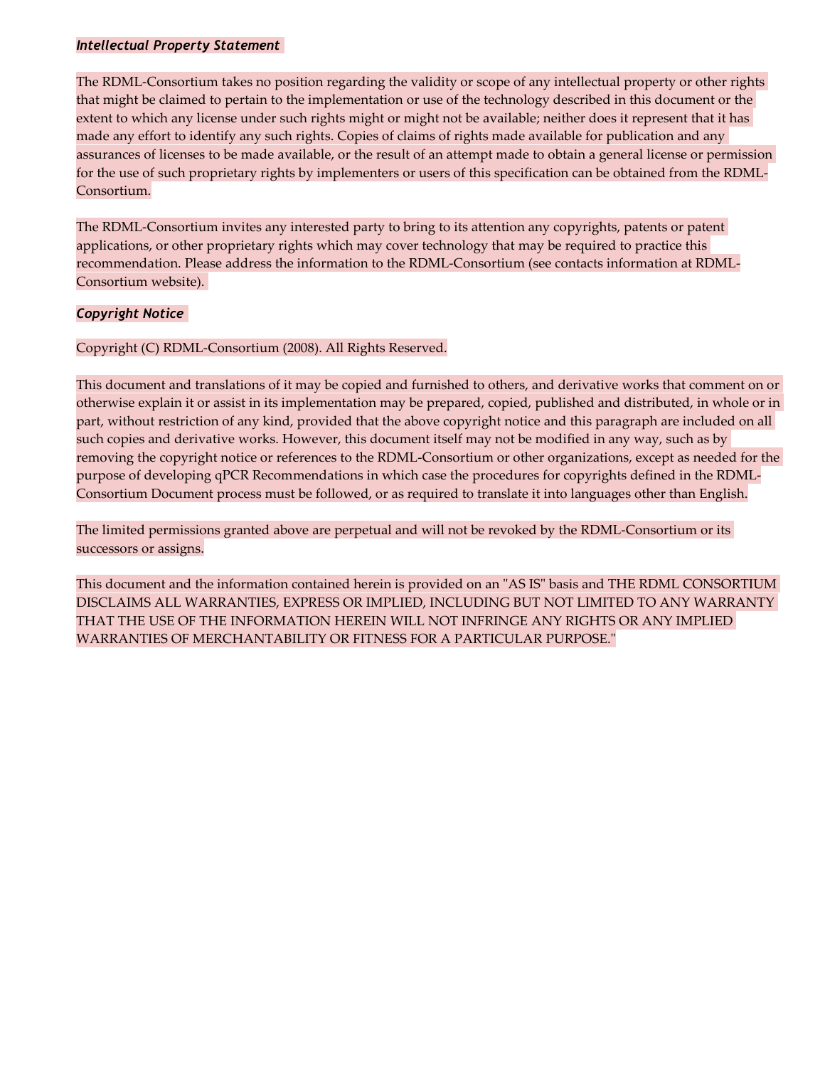***Intellectual Property Statement***

The RDML-Consortium takes no position regarding the validity or scope of any intellectual property or other rights that might be claimed to pertain to the implementation or use of the technology described in this document or the extent to which any license under such rights might or might not be available; neither does it represent that it has made any effort to identify any such rights. Copies of claims of rights made available for publication and any assurances of licenses to be made available, or the result of an attempt made to obtain a general license or permission for the use of such proprietary rights by implementers or users of this specification can be obtained from the RDML-Consortium.

The RDML-Consortium invites any interested party to bring to its attention any copyrights, patents or patent applications, or other proprietary rights which may cover technology that may be required to practice this recommendation. Please address the information to the RDML-Consortium (see contacts information at RDML-Consortium website).

***Copyright Notice***

Copyright (C) RDML-Consortium (2008). All Rights Reserved.

This document and translations of it may be copied and furnished to others, and derivative works that comment on or otherwise explain it or assist in its implementation may be prepared, copied, published and distributed, in whole or in part, without restriction of any kind, provided that the above copyright notice and this paragraph are included on all such copies and derivative works. However, this document itself may not be modified in any way, such as by removing the copyright notice or references to the RDML-Consortium or other organizations, except as needed for the purpose of developing qPCR Recommendations in which case the procedures for copyrights defined in the RDML-Consortium Document process must be followed, or as required to translate it into languages other than English.

The limited permissions granted above are perpetual and will not be revoked by the RDML-Consortium or its successors or assigns.

This document and the information contained herein is provided on an "AS IS" basis and THE RDML CONSORTIUM DISCLAIMS ALL WARRANTIES, EXPRESS OR IMPLIED, INCLUDING BUT NOT LIMITED TO ANY WARRANTY THAT THE USE OF THE INFORMATION HEREIN WILL NOT INFRINGE ANY RIGHTS OR ANY IMPLIED WARRANTIES OF MERCHANTABILITY OR FITNESS FOR A PARTICULAR PURPOSE."